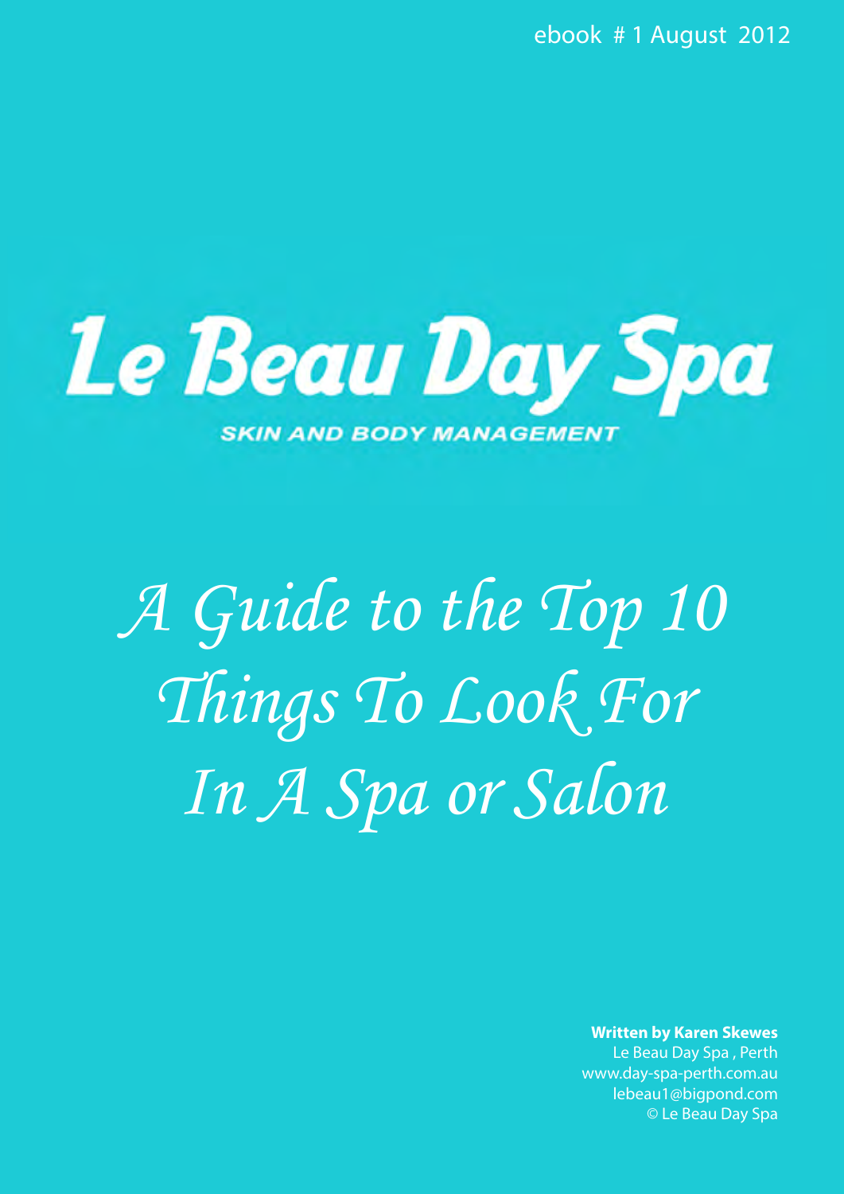ebook # 1 August 2012

# Le Beau Day Spa

**SKIN AND BODY MANAGEMENT**

# *A Guide to the Top 10 Things To Look For In A Spa or Salon*

**Written by Karen Skewes**
Le Beau Day Spa , Perth
www.day-spa-perth.com.au
lebeau1@bigpond.com
© Le Beau Day Spa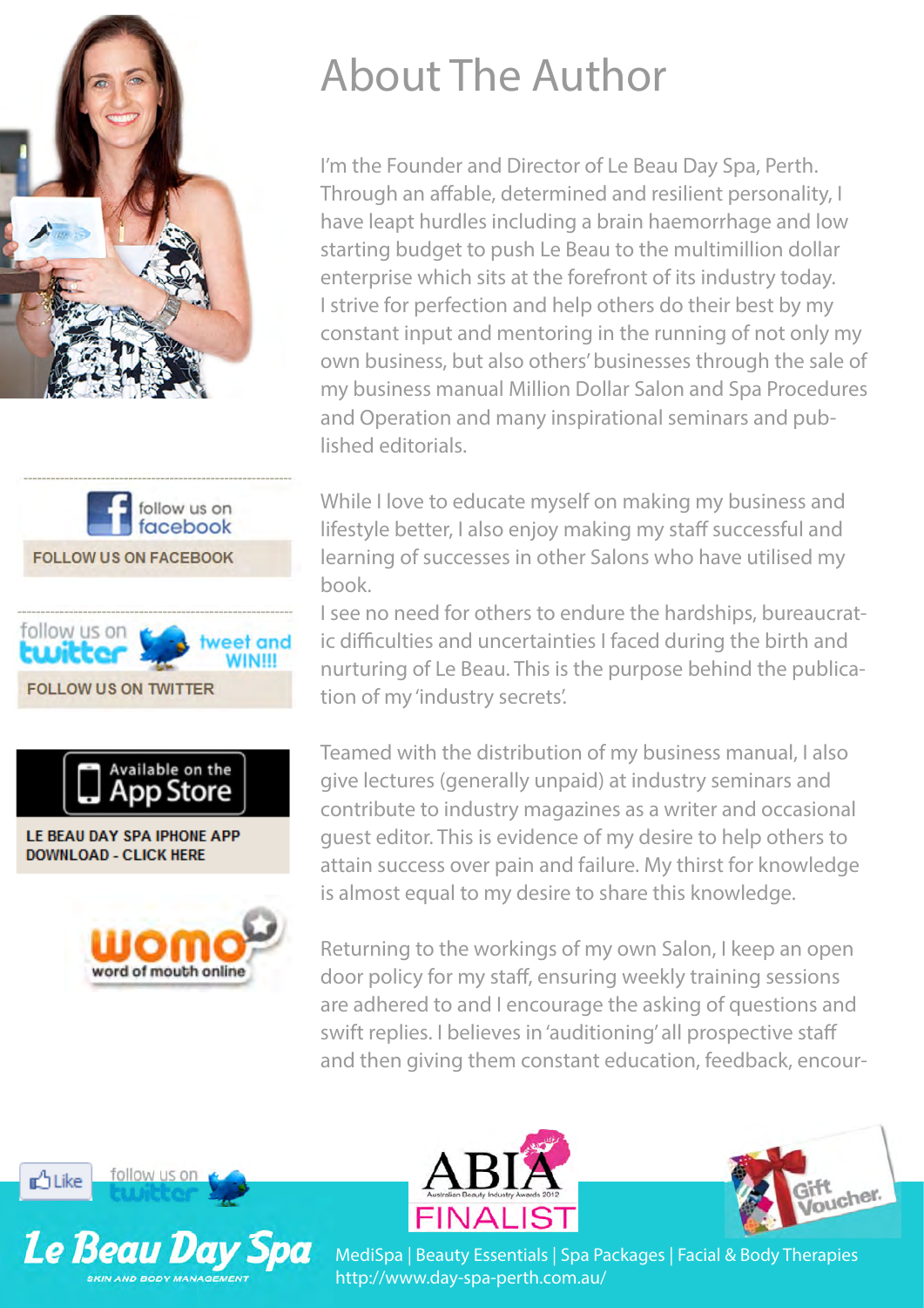# About The Author

I'm the Founder and Director of Le Beau Day Spa, Perth. Through an affable, determined and resilient personality, I have leapt hurdles including a brain haemorrhage and low starting budget to push Le Beau to the multimillion dollar enterprise which sits at the forefront of its industry today. I strive for perfection and help others do their best by my constant input and mentoring in the running of not only my own business, but also others' businesses through the sale of my business manual Million Dollar Salon and Spa Procedures and Operation and many inspirational seminars and published editorials.

While I love to educate myself on making my business and lifestyle better, I also enjoy making my staff successful and learning of successes in other Salons who have utilised my book.

I see no need for others to endure the hardships, bureaucratic difficulties and uncertainties I faced during the birth and nurturing of Le Beau. This is the purpose behind the publication of my 'industry secrets'.

Teamed with the distribution of my business manual, I also give lectures (generally unpaid) at industry seminars and contribute to industry magazines as a writer and occasional guest editor. This is evidence of my desire to help others to attain success over pain and failure. My thirst for knowledge is almost equal to my desire to share this knowledge.

Returning to the workings of my own Salon, I keep an open door policy for my staff, ensuring weekly training sessions are adhered to and I encourage the asking of questions and swift replies. I believes in 'auditioning' all prospective staff and then giving them constant education, feedback, encour-

FOLLOW US ON FACEBOOK

FOLLOW US ON TWITTER

LE BEAU DAY SPA IPHONE APP
DOWNLOAD - CLICK HERE

Le Beau Day Spa
SKIN AND BODY MANAGEMENT

MediSpa | Beauty Essentials | Spa Packages | Facial & Body Therapies
http://www.day-spa-perth.com.au/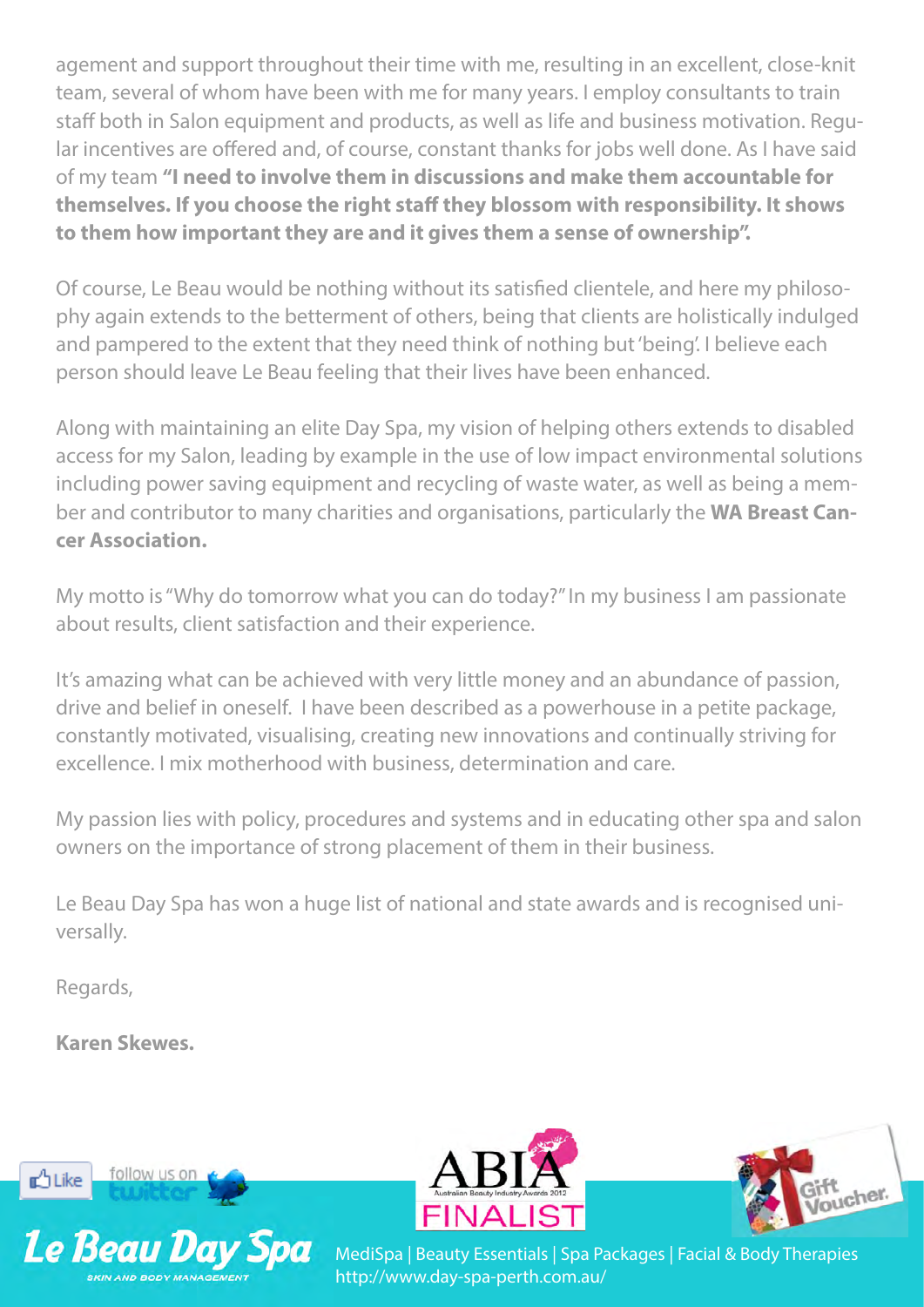agement and support throughout their time with me, resulting in an excellent, close-knit team, several of whom have been with me for many years. I employ consultants to train staff both in Salon equipment and products, as well as life and business motivation. Regular incentives are offered and, of course, constant thanks for jobs well done. As I have said of my team **"I need to involve them in discussions and make them accountable for themselves. If you choose the right staff they blossom with responsibility. It shows to them how important they are and it gives them a sense of ownership".**

Of course, Le Beau would be nothing without its satisfied clientele, and here my philosophy again extends to the betterment of others, being that clients are holistically indulged and pampered to the extent that they need think of nothing but 'being'. I believe each person should leave Le Beau feeling that their lives have been enhanced.

Along with maintaining an elite Day Spa, my vision of helping others extends to disabled access for my Salon, leading by example in the use of low impact environmental solutions including power saving equipment and recycling of waste water, as well as being a member and contributor to many charities and organisations, particularly the **WA Breast Cancer Association.**

My motto is "Why do tomorrow what you can do today?" In my business I am passionate about results, client satisfaction and their experience.

It's amazing what can be achieved with very little money and an abundance of passion, drive and belief in oneself. I have been described as a powerhouse in a petite package, constantly motivated, visualising, creating new innovations and continually striving for excellence. I mix motherhood with business, determination and care.

My passion lies with policy, procedures and systems and in educating other spa and salon owners on the importance of strong placement of them in their business.

Le Beau Day Spa has won a huge list of national and state awards and is recognised universally.

Regards,

**Karen Skewes.**

Like | follow us on twitter

ABIA Australian Beauty Industry Awards 2012 FINALIST

Gift Voucher

Le Beau Day Spa SKIN AND BODY MANAGEMENT

MediSpa | Beauty Essentials | Spa Packages | Facial & Body Therapies
http://www.day-spa-perth.com.au/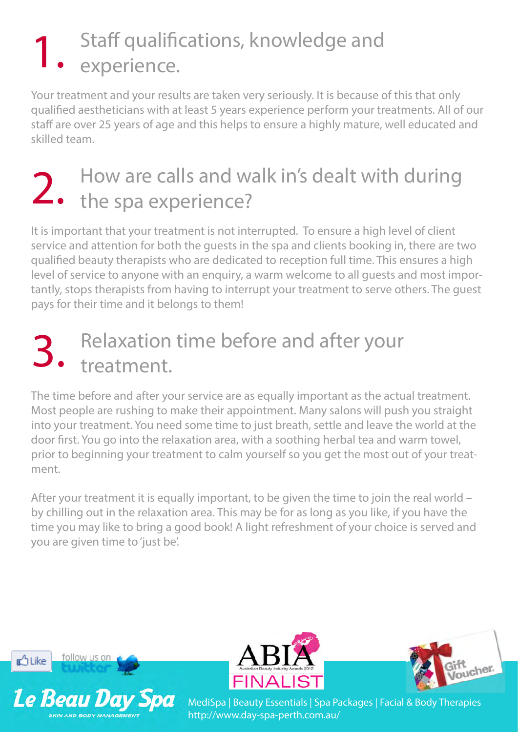## 1. Staff qualifications, knowledge and experience.

Your treatment and your results are taken very seriously. It is because of this that only qualified aestheticians with at least 5 years experience perform your treatments. All of our staff are over 25 years of age and this helps to ensure a highly mature, well educated and skilled team.

## 2. How are calls and walk in's dealt with during the spa experience?

It is important that your treatment is not interrupted. To ensure a high level of client service and attention for both the guests in the spa and clients booking in, there are two qualified beauty therapists who are dedicated to reception full time. This ensures a high level of service to anyone with an enquiry, a warm welcome to all guests and most importantly, stops therapists from having to interrupt your treatment to serve others. The guest pays for their time and it belongs to them!

## 3. Relaxation time before and after your treatment.

The time before and after your service are as equally important as the actual treatment. Most people are rushing to make their appointment. Many salons will push you straight into your treatment. You need some time to just breath, settle and leave the world at the door first. You go into the relaxation area, with a soothing herbal tea and warm towel, prior to beginning your treatment to calm yourself so you get the most out of your treatment.

After your treatment it is equally important, to be given the time to join the real world – by chilling out in the relaxation area. This may be for as long as you like, if you have the time you may like to bring a good book! A light refreshment of your choice is served and you are given time to 'just be'.

Like | follow us on twitter

ABIA Australian Beauty Industry Awards 2012 FINALIST

Gift Voucher.

**Le Beau Day Spa**
SKIN AND BODY MANAGEMENT

MediSpa | Beauty Essentials | Spa Packages | Facial & Body Therapies
http://www.day-spa-perth.com.au/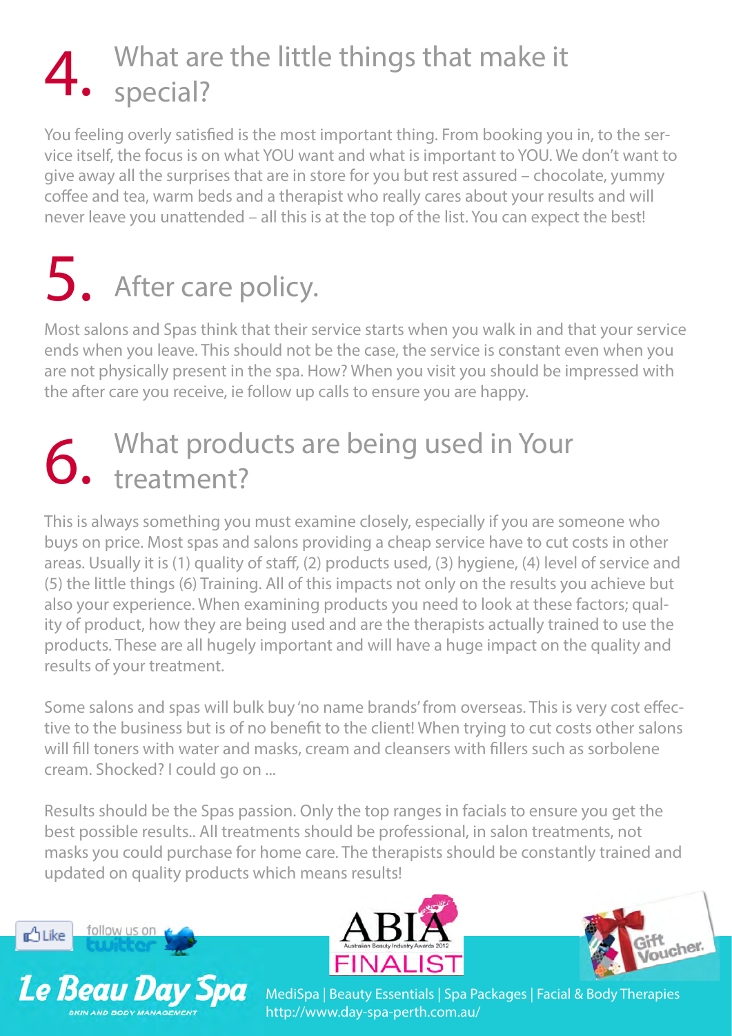## 4. What are the little things that make it special?

You feeling overly satisfied is the most important thing. From booking you in, to the service itself, the focus is on what YOU want and what is important to YOU. We don't want to give away all the surprises that are in store for you but rest assured – chocolate, yummy coffee and tea, warm beds and a therapist who really cares about your results and will never leave you unattended – all this is at the top of the list. You can expect the best!

## 5. After care policy.

Most salons and Spas think that their service starts when you walk in and that your service ends when you leave. This should not be the case, the service is constant even when you are not physically present in the spa. How? When you visit you should be impressed with the after care you receive, ie follow up calls to ensure you are happy.

## 6. What products are being used in Your treatment?

This is always something you must examine closely, especially if you are someone who buys on price. Most spas and salons providing a cheap service have to cut costs in other areas. Usually it is (1) quality of staff, (2) products used, (3) hygiene, (4) level of service and (5) the little things (6) Training. All of this impacts not only on the results you achieve but also your experience. When examining products you need to look at these factors; quality of product, how they are being used and are the therapists actually trained to use the products. These are all hugely important and will have a huge impact on the quality and results of your treatment.

Some salons and spas will bulk buy 'no name brands' from overseas. This is very cost effective to the business but is of no benefit to the client! When trying to cut costs other salons will fill toners with water and masks, cream and cleansers with fillers such as sorbolene cream. Shocked? I could go on ...

Results should be the Spas passion. Only the top ranges in facials to ensure you get the best possible results.. All treatments should be professional, in salon treatments, not masks you could purchase for home care. The therapists should be constantly trained and updated on quality products which means results!

Like | follow us on twitter

ABIA Australian Beauty Industry Awards 2012 FINALIST

Gift Voucher

**Le Beau Day Spa** SKIN AND BODY MANAGEMENT

MediSpa | Beauty Essentials | Spa Packages | Facial & Body Therapies
http://www.day-spa-perth.com.au/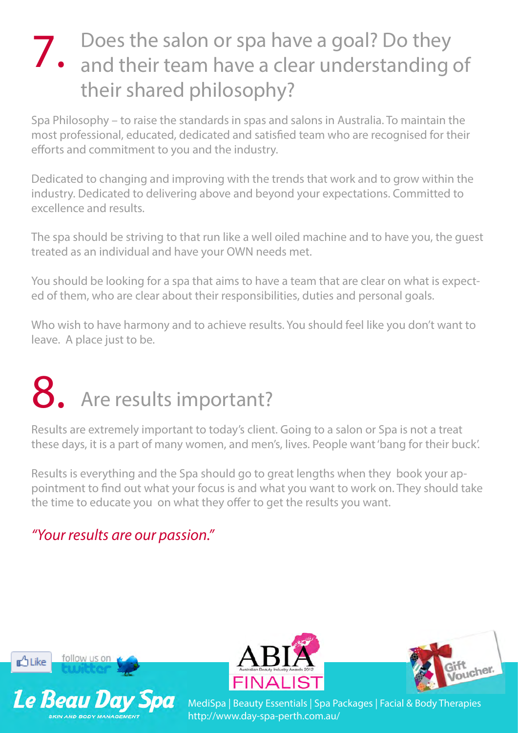## 7. Does the salon or spa have a goal? Do they and their team have a clear understanding of their shared philosophy?

Spa Philosophy – to raise the standards in spas and salons in Australia. To maintain the most professional, educated, dedicated and satisfied team who are recognised for their efforts and commitment to you and the industry.

Dedicated to changing and improving with the trends that work and to grow within the industry. Dedicated to delivering above and beyond your expectations. Committed to excellence and results.

The spa should be striving to that run like a well oiled machine and to have you, the guest treated as an individual and have your OWN needs met.

You should be looking for a spa that aims to have a team that are clear on what is expected of them, who are clear about their responsibilities, duties and personal goals.

Who wish to have harmony and to achieve results. You should feel like you don't want to leave. A place just to be.

## 8. Are results important?

Results are extremely important to today's client. Going to a salon or Spa is not a treat these days, it is a part of many women, and men's, lives. People want 'bang for their buck'.

Results is everything and the Spa should go to great lengths when they book your appointment to find out what your focus is and what you want to work on. They should take the time to educate you on what they offer to get the results you want.

*"Your results are our passion."*

Like | follow us on twitter

ABIA Australian Beauty Industry Awards 2012 FINALIST

Gift Voucher

Le Beau Day Spa
SKIN AND BODY MANAGEMENT

MediSpa | Beauty Essentials | Spa Packages | Facial & Body Therapies
http://www.day-spa-perth.com.au/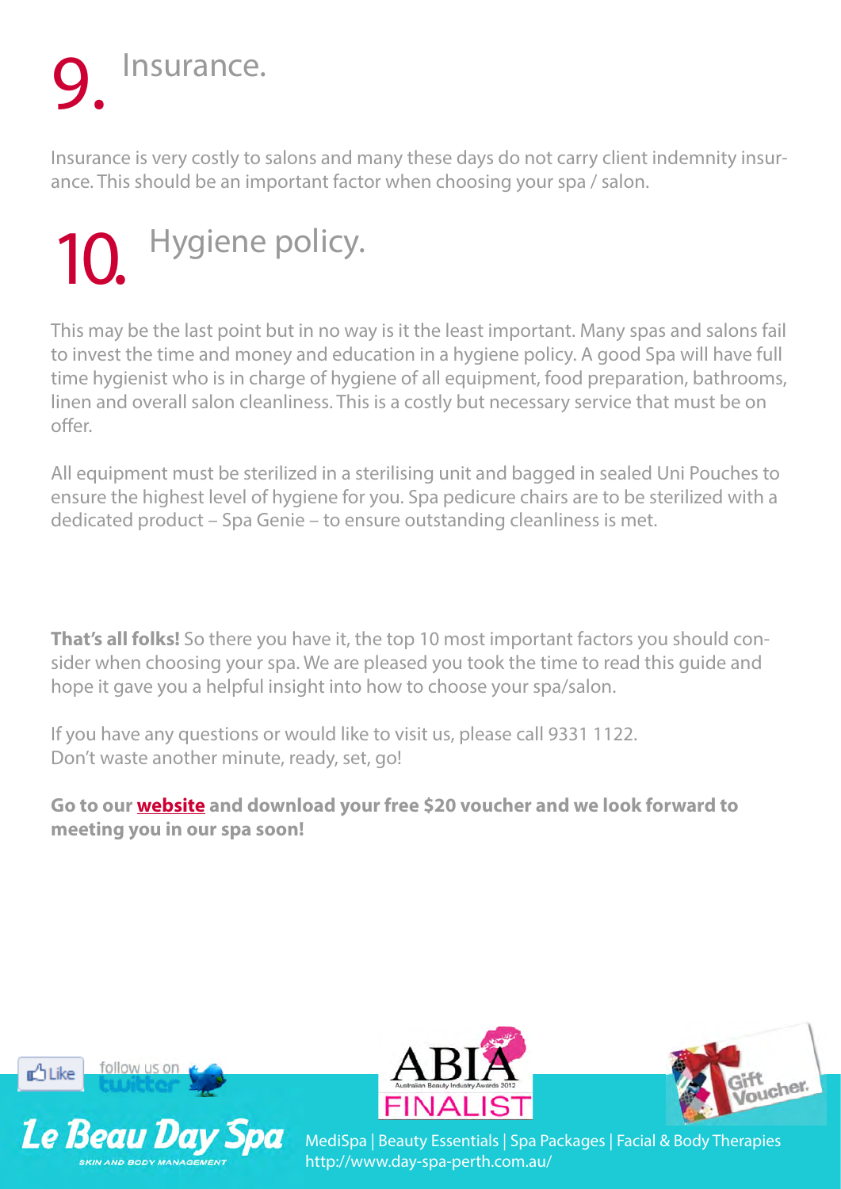## 9. Insurance.

Insurance is very costly to salons and many these days do not carry client indemnity insurance. This should be an important factor when choosing your spa / salon.

## 10. Hygiene policy.

This may be the last point but in no way is it the least important. Many spas and salons fail to invest the time and money and education in a hygiene policy. A good Spa will have full time hygienist who is in charge of hygiene of all equipment, food preparation, bathrooms, linen and overall salon cleanliness. This is a costly but necessary service that must be on offer.

All equipment must be sterilized in a sterilising unit and bagged in sealed Uni Pouches to ensure the highest level of hygiene for you. Spa pedicure chairs are to be sterilized with a dedicated product – Spa Genie – to ensure outstanding cleanliness is met.

**That's all folks!** So there you have it, the top 10 most important factors you should consider when choosing your spa. We are pleased you took the time to read this guide and hope it gave you a helpful insight into how to choose your spa/salon.

If you have any questions or would like to visit us, please call 9331 1122.
Don't waste another minute, ready, set, go!

**Go to our website and download your free $20 voucher and we look forward to meeting you in our spa soon!**

Like | follow us on twitter

ABIA Australian Beauty Industry Awards 2012 FINALIST

Gift Voucher

Le Beau Day Spa
SKIN AND BODY MANAGEMENT

MediSpa | Beauty Essentials | Spa Packages | Facial & Body Therapies
http://www.day-spa-perth.com.au/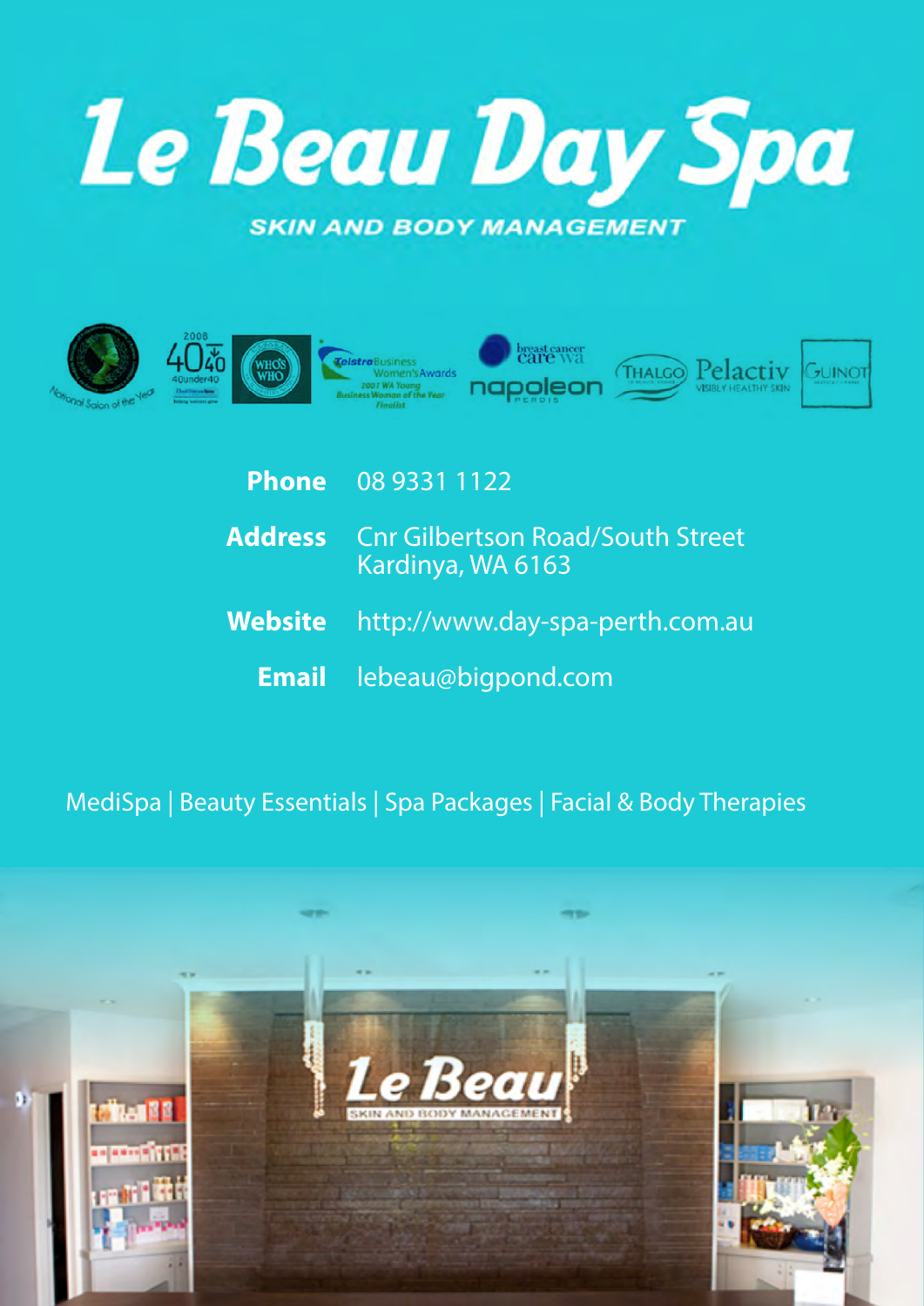# Le Beau Day Spa

**SKIN AND BODY MANAGEMENT**

| | |
|---|---|
| **Phone** | 08 9331 1122 |
| **Address** | Cnr Gilbertson Road/South Street<br>Kardinya, WA 6163 |
| **Website** | http://www.day-spa-perth.com.au |
| **Email** | lebeau@bigpond.com |

MediSpa | Beauty Essentials | Spa Packages | Facial & Body Therapies